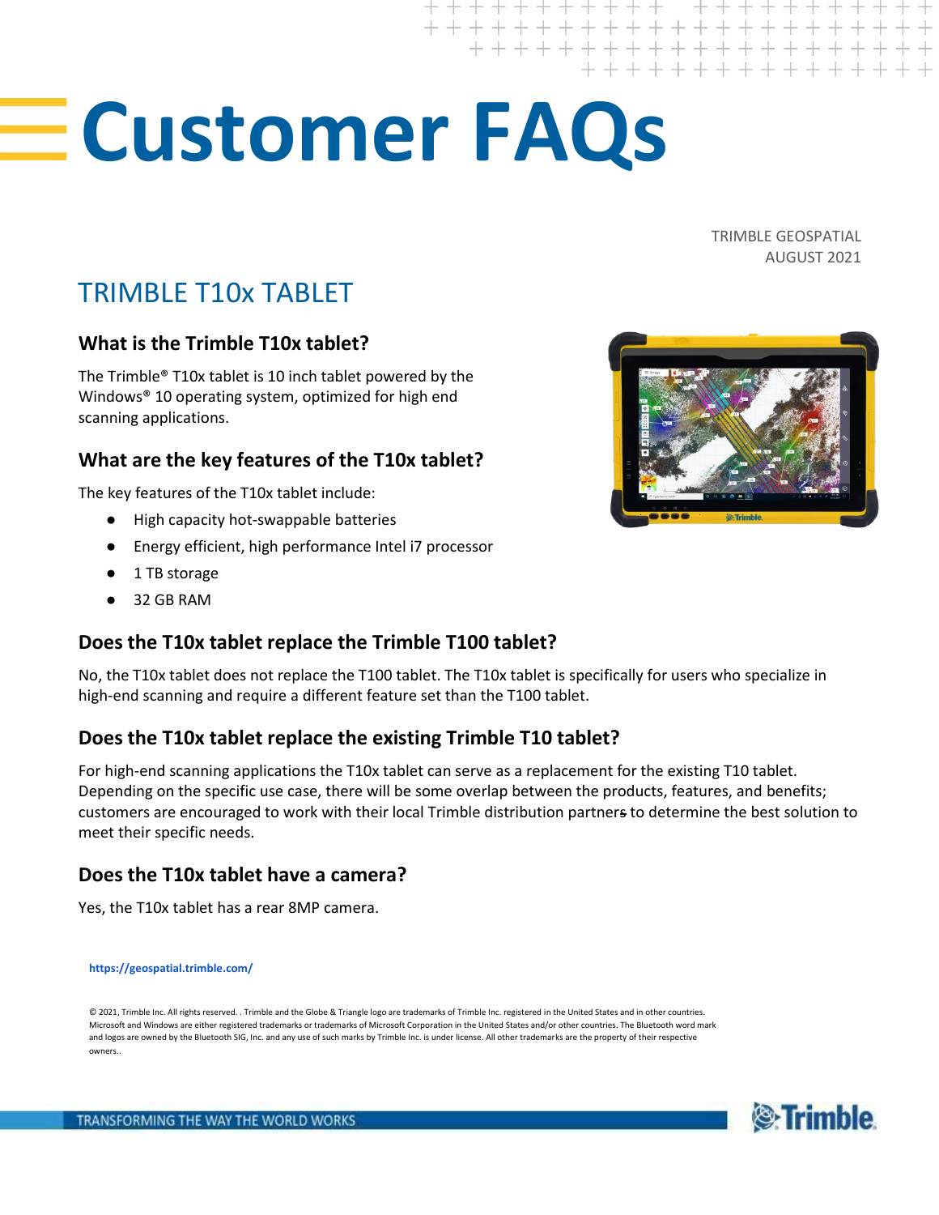# Customer FAQs

TRIMBLE GEOSPATIAL
AUGUST 2021

## TRIMBLE T10x TABLET

### What is the Trimble T10x tablet?

The Trimble® T10x tablet is 10 inch tablet powered by the Windows® 10 operating system, optimized for high end scanning applications.

### What are the key features of the T10x tablet?

The key features of the T10x tablet include:

- High capacity hot-swappable batteries
- Energy efficient, high performance Intel i7 processor
- 1 TB storage
- 32 GB RAM

### Does the T10x tablet replace the Trimble T100 tablet?

No, the T10x tablet does not replace the T100 tablet. The T10x tablet is specifically for users who specialize in high-end scanning and require a different feature set than the T100 tablet.

### Does the T10x tablet replace the existing Trimble T10 tablet?

For high-end scanning applications the T10x tablet can serve as a replacement for the existing T10 tablet. Depending on the specific use case, there will be some overlap between the products, features, and benefits; customers are encouraged to work with their local Trimble distribution partners to determine the best solution to meet their specific needs.

### Does the T10x tablet have a camera?

Yes, the T10x tablet has a rear 8MP camera.

https://geospatial.trimble.com/

© 2021, Trimble Inc. All rights reserved. . Trimble and the Globe & Triangle logo are trademarks of Trimble Inc. registered in the United States and in other countries. Microsoft and Windows are either registered trademarks or trademarks of Microsoft Corporation in the United States and/or other countries. The Bluetooth word mark and logos are owned by the Bluetooth SIG, Inc. and any use of such marks by Trimble Inc. is under license. All other trademarks are the property of their respective owners..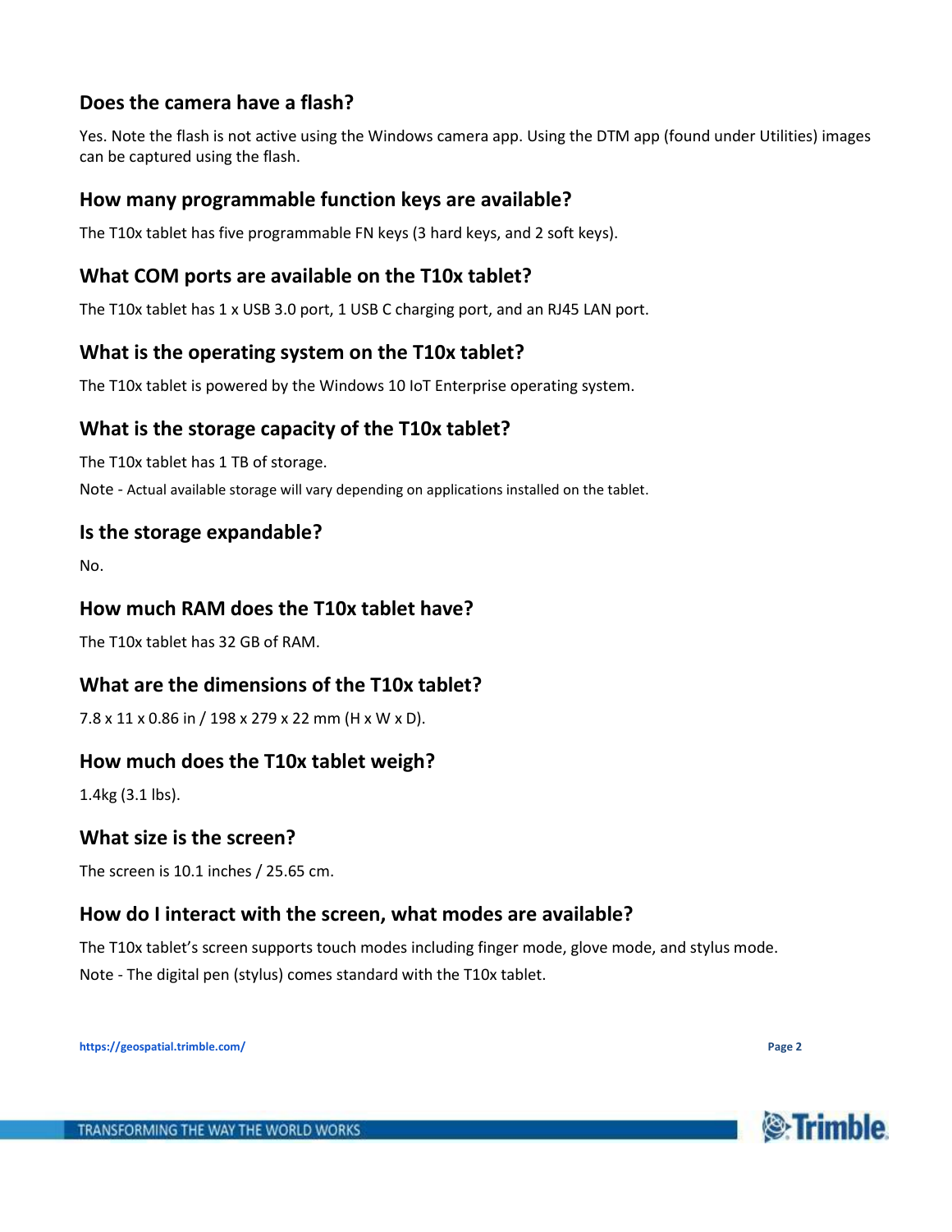## Does the camera have a flash?

Yes. Note the flash is not active using the Windows camera app. Using the DTM app (found under Utilities) images can be captured using the flash.

## How many programmable function keys are available?

The T10x tablet has five programmable FN keys (3 hard keys, and 2 soft keys).

## What COM ports are available on the T10x tablet?

The T10x tablet has 1 x USB 3.0 port, 1 USB C charging port, and an RJ45 LAN port.

## What is the operating system on the T10x tablet?

The T10x tablet is powered by the Windows 10 IoT Enterprise operating system.

## What is the storage capacity of the T10x tablet?

The T10x tablet has 1 TB of storage.

Note - Actual available storage will vary depending on applications installed on the tablet.

## Is the storage expandable?

No.

## How much RAM does the T10x tablet have?

The T10x tablet has 32 GB of RAM.

## What are the dimensions of the T10x tablet?

7.8 x 11 x 0.86 in / 198 x 279 x 22 mm (H x W x D).

## How much does the T10x tablet weigh?

1.4kg (3.1 lbs).

## What size is the screen?

The screen is 10.1 inches / 25.65 cm.

## How do I interact with the screen, what modes are available?

The T10x tablet's screen supports touch modes including finger mode, glove mode, and stylus mode.

Note - The digital pen (stylus) comes standard with the T10x tablet.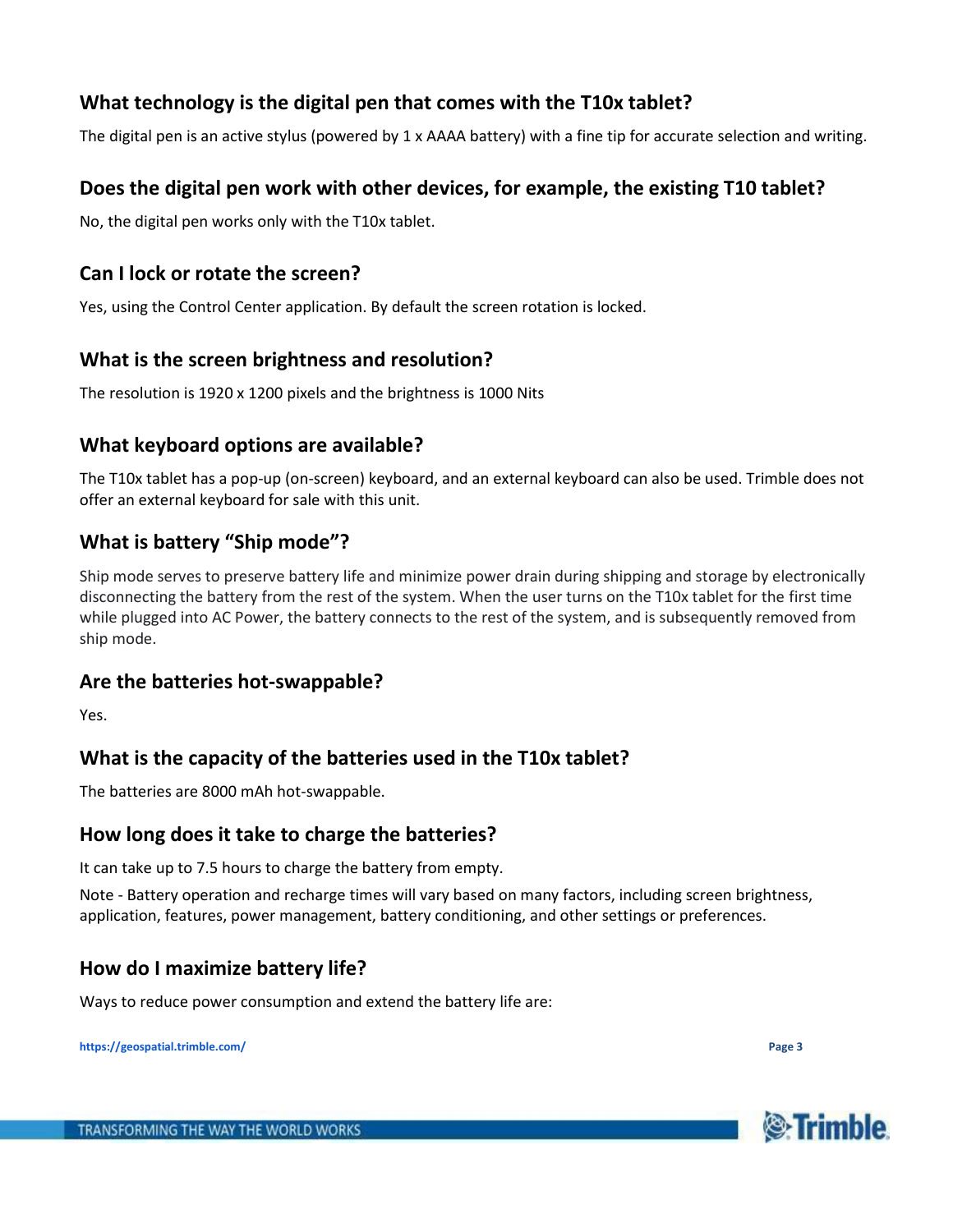## What technology is the digital pen that comes with the T10x tablet?

The digital pen is an active stylus (powered by 1 x AAAA battery) with a fine tip for accurate selection and writing.

## Does the digital pen work with other devices, for example, the existing T10 tablet?

No, the digital pen works only with the T10x tablet.

## Can I lock or rotate the screen?

Yes, using the Control Center application. By default the screen rotation is locked.

## What is the screen brightness and resolution?

The resolution is 1920 x 1200 pixels and the brightness is 1000 Nits

## What keyboard options are available?

The T10x tablet has a pop-up (on-screen) keyboard, and an external keyboard can also be used. Trimble does not offer an external keyboard for sale with this unit.

## What is battery "Ship mode"?

Ship mode serves to preserve battery life and minimize power drain during shipping and storage by electronically disconnecting the battery from the rest of the system. When the user turns on the T10x tablet for the first time while plugged into AC Power, the battery connects to the rest of the system, and is subsequently removed from ship mode.

## Are the batteries hot-swappable?

Yes.

## What is the capacity of the batteries used in the T10x tablet?

The batteries are 8000 mAh hot-swappable.

## How long does it take to charge the batteries?

It can take up to 7.5 hours to charge the battery from empty.

Note - Battery operation and recharge times will vary based on many factors, including screen brightness, application, features, power management, battery conditioning, and other settings or preferences.

## How do I maximize battery life?

Ways to reduce power consumption and extend the battery life are: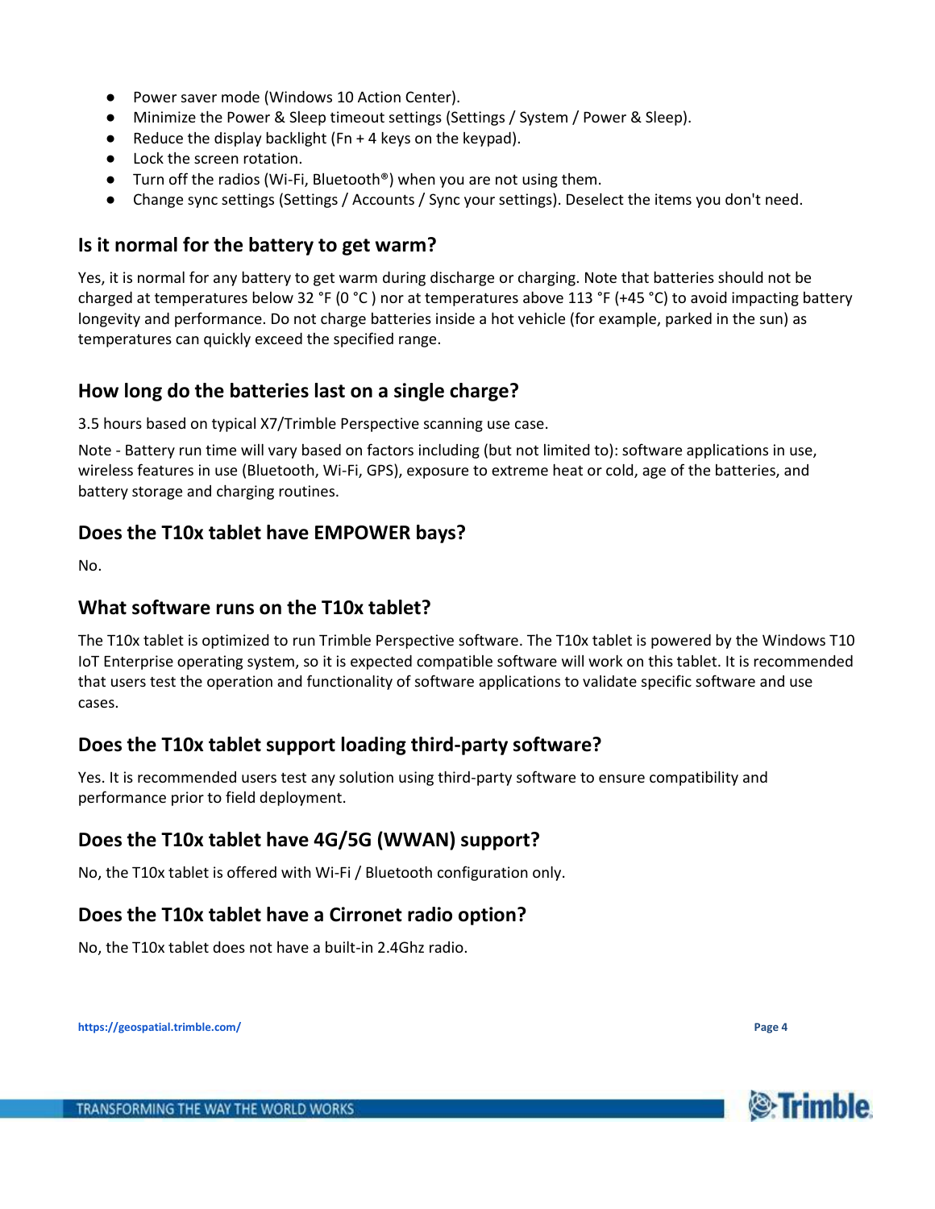- Power saver mode (Windows 10 Action Center).
- Minimize the Power & Sleep timeout settings (Settings / System / Power & Sleep).
- Reduce the display backlight (Fn + 4 keys on the keypad).
- Lock the screen rotation.
- Turn off the radios (Wi-Fi, Bluetooth®) when you are not using them.
- Change sync settings (Settings / Accounts / Sync your settings). Deselect the items you don't need.

## Is it normal for the battery to get warm?

Yes, it is normal for any battery to get warm during discharge or charging. Note that batteries should not be charged at temperatures below 32 °F (0 °C ) nor at temperatures above 113 °F (+45 °C) to avoid impacting battery longevity and performance. Do not charge batteries inside a hot vehicle (for example, parked in the sun) as temperatures can quickly exceed the specified range.

## How long do the batteries last on a single charge?

3.5 hours based on typical X7/Trimble Perspective scanning use case.

Note - Battery run time will vary based on factors including (but not limited to): software applications in use, wireless features in use (Bluetooth, Wi-Fi, GPS), exposure to extreme heat or cold, age of the batteries, and battery storage and charging routines.

## Does the T10x tablet have EMPOWER bays?

No.

## What software runs on the T10x tablet?

The T10x tablet is optimized to run Trimble Perspective software. The T10x tablet is powered by the Windows T10 IoT Enterprise operating system, so it is expected compatible software will work on this tablet. It is recommended that users test the operation and functionality of software applications to validate specific software and use cases.

## Does the T10x tablet support loading third-party software?

Yes. It is recommended users test any solution using third-party software to ensure compatibility and performance prior to field deployment.

## Does the T10x tablet have 4G/5G (WWAN) support?

No, the T10x tablet is offered with Wi-Fi / Bluetooth configuration only.

## Does the T10x tablet have a Cirronet radio option?

No, the T10x tablet does not have a built-in 2.4Ghz radio.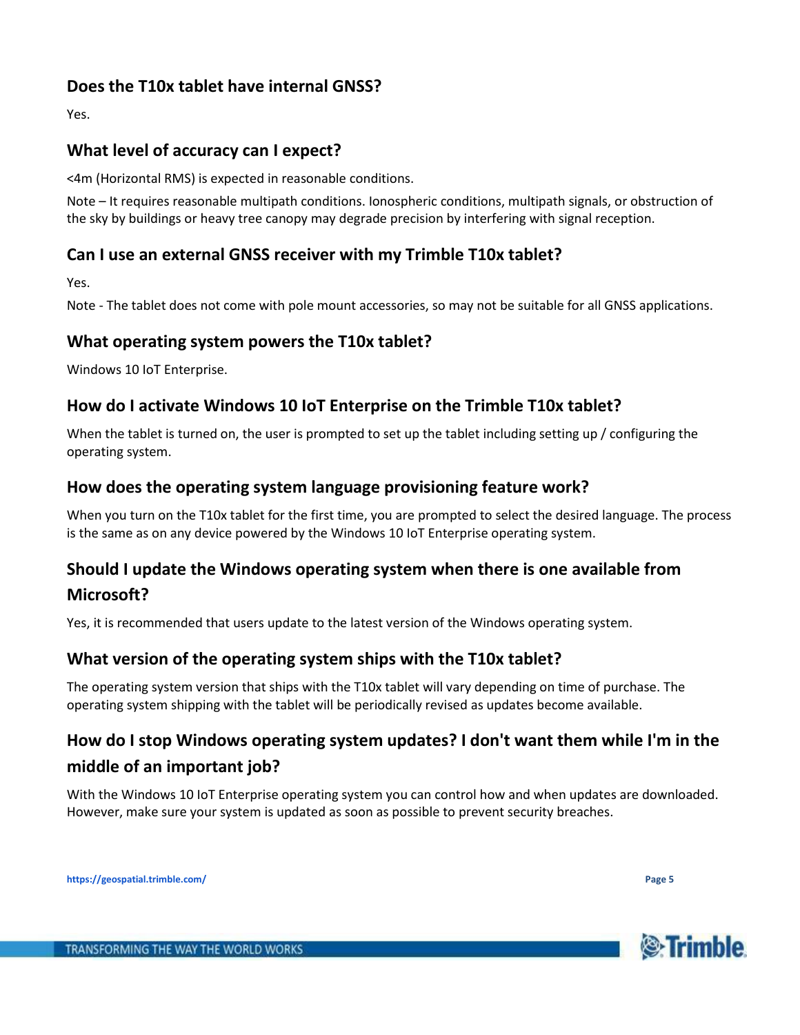## Does the T10x tablet have internal GNSS?

Yes.

## What level of accuracy can I expect?

<4m (Horizontal RMS) is expected in reasonable conditions.

Note – It requires reasonable multipath conditions. Ionospheric conditions, multipath signals, or obstruction of the sky by buildings or heavy tree canopy may degrade precision by interfering with signal reception.

## Can I use an external GNSS receiver with my Trimble T10x tablet?

Yes.

Note - The tablet does not come with pole mount accessories, so may not be suitable for all GNSS applications.

## What operating system powers the T10x tablet?

Windows 10 IoT Enterprise.

## How do I activate Windows 10 IoT Enterprise on the Trimble T10x tablet?

When the tablet is turned on, the user is prompted to set up the tablet including setting up / configuring the operating system.

## How does the operating system language provisioning feature work?

When you turn on the T10x tablet for the first time, you are prompted to select the desired language. The process is the same as on any device powered by the Windows 10 IoT Enterprise operating system.

## Should I update the Windows operating system when there is one available from Microsoft?

Yes, it is recommended that users update to the latest version of the Windows operating system.

## What version of the operating system ships with the T10x tablet?

The operating system version that ships with the T10x tablet will vary depending on time of purchase. The operating system shipping with the tablet will be periodically revised as updates become available.

## How do I stop Windows operating system updates? I don't want them while I'm in the middle of an important job?

With the Windows 10 IoT Enterprise operating system you can control how and when updates are downloaded. However, make sure your system is updated as soon as possible to prevent security breaches.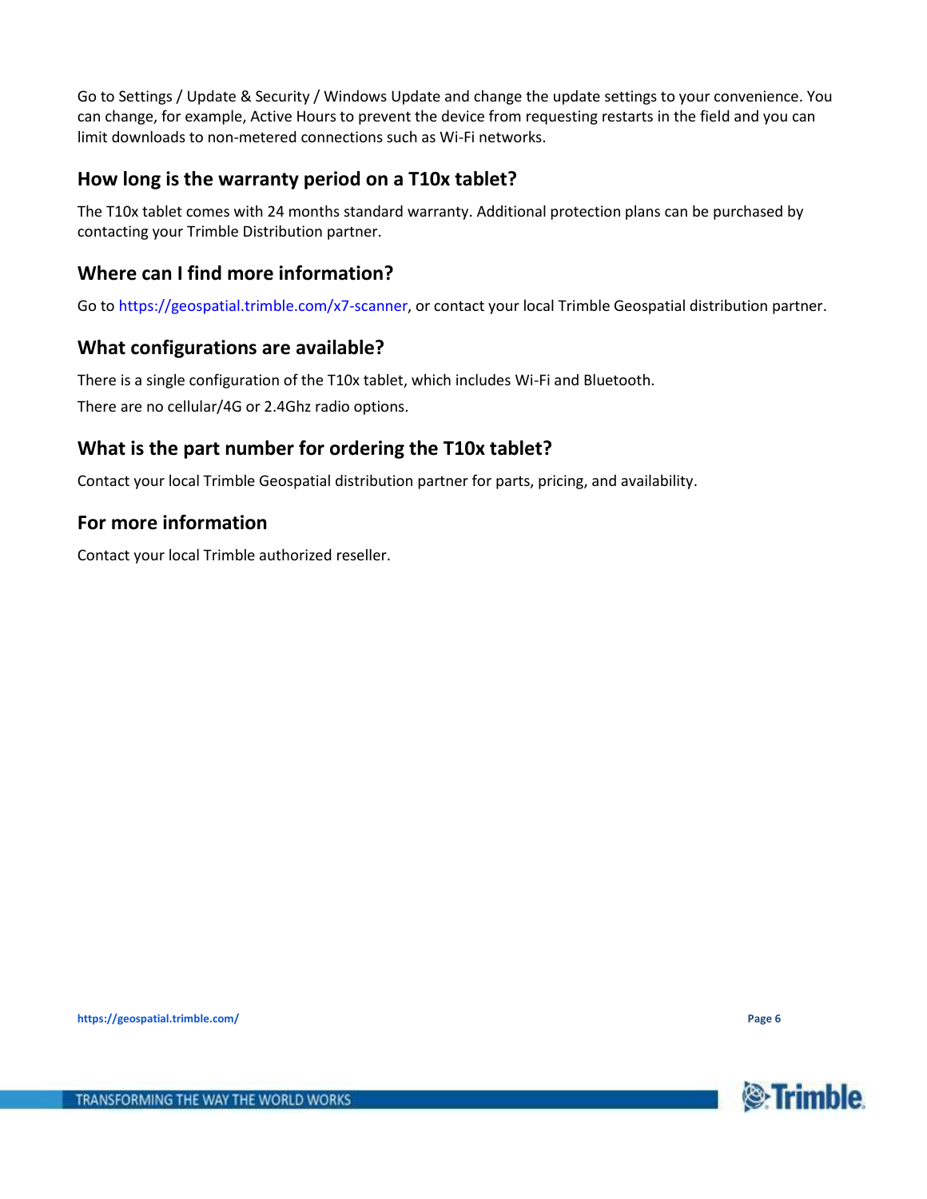Go to Settings / Update & Security / Windows Update and change the update settings to your convenience. You can change, for example, Active Hours to prevent the device from requesting restarts in the field and you can limit downloads to non-metered connections such as Wi-Fi networks.

## How long is the warranty period on a T10x tablet?

The T10x tablet comes with 24 months standard warranty. Additional protection plans can be purchased by contacting your Trimble Distribution partner.

## Where can I find more information?

Go to https://geospatial.trimble.com/x7-scanner, or contact your local Trimble Geospatial distribution partner.

## What configurations are available?

There is a single configuration of the T10x tablet, which includes Wi-Fi and Bluetooth.

There are no cellular/4G or 2.4Ghz radio options.

## What is the part number for ordering the T10x tablet?

Contact your local Trimble Geospatial distribution partner for parts, pricing, and availability.

## For more information

Contact your local Trimble authorized reseller.